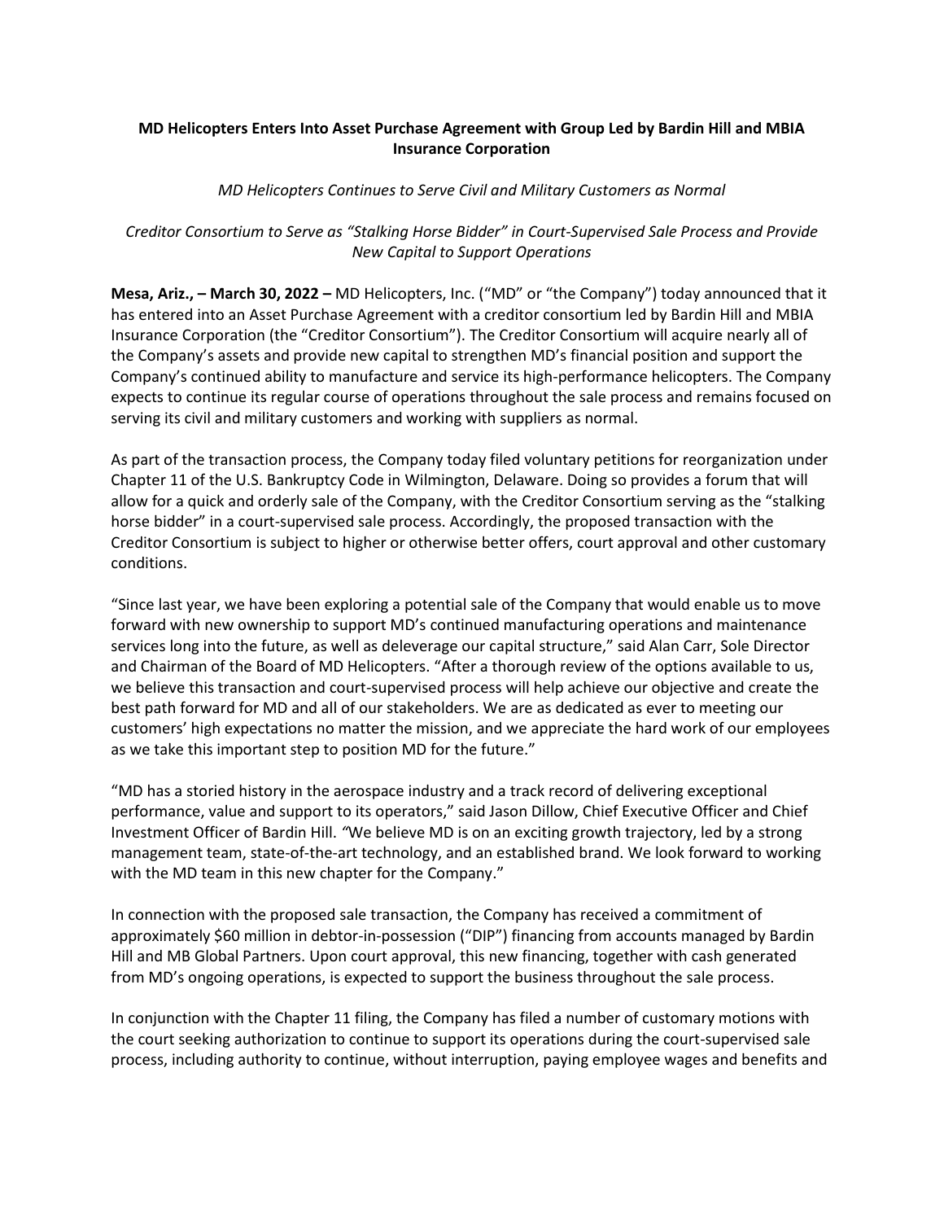**MD Helicopters Enters Into Asset Purchase Agreement with Group Led by Bardin Hill and MBIA Insurance Corporation**

*MD Helicopters Continues to Serve Civil and Military Customers as Normal*

*Creditor Consortium to Serve as "Stalking Horse Bidder" in Court-Supervised Sale Process and Provide New Capital to Support Operations*

**Mesa, Ariz., – March 30, 2022 –** MD Helicopters, Inc. ("MD" or "the Company") today announced that it has entered into an Asset Purchase Agreement with a creditor consortium led by Bardin Hill and MBIA Insurance Corporation (the "Creditor Consortium"). The Creditor Consortium will acquire nearly all of the Company's assets and provide new capital to strengthen MD's financial position and support the Company's continued ability to manufacture and service its high-performance helicopters. The Company expects to continue its regular course of operations throughout the sale process and remains focused on serving its civil and military customers and working with suppliers as normal.

As part of the transaction process, the Company today filed voluntary petitions for reorganization under Chapter 11 of the U.S. Bankruptcy Code in Wilmington, Delaware. Doing so provides a forum that will allow for a quick and orderly sale of the Company, with the Creditor Consortium serving as the "stalking horse bidder" in a court-supervised sale process. Accordingly, the proposed transaction with the Creditor Consortium is subject to higher or otherwise better offers, court approval and other customary conditions.

"Since last year, we have been exploring a potential sale of the Company that would enable us to move forward with new ownership to support MD's continued manufacturing operations and maintenance services long into the future, as well as deleverage our capital structure," said Alan Carr, Sole Director and Chairman of the Board of MD Helicopters. "After a thorough review of the options available to us, we believe this transaction and court-supervised process will help achieve our objective and create the best path forward for MD and all of our stakeholders. We are as dedicated as ever to meeting our customers' high expectations no matter the mission, and we appreciate the hard work of our employees as we take this important step to position MD for the future."

"MD has a storied history in the aerospace industry and a track record of delivering exceptional performance, value and support to its operators," said Jason Dillow, Chief Executive Officer and Chief Investment Officer of Bardin Hill. "We believe MD is on an exciting growth trajectory, led by a strong management team, state-of-the-art technology, and an established brand. We look forward to working with the MD team in this new chapter for the Company."

In connection with the proposed sale transaction, the Company has received a commitment of approximately $60 million in debtor-in-possession ("DIP") financing from accounts managed by Bardin Hill and MB Global Partners. Upon court approval, this new financing, together with cash generated from MD's ongoing operations, is expected to support the business throughout the sale process.

In conjunction with the Chapter 11 filing, the Company has filed a number of customary motions with the court seeking authorization to continue to support its operations during the court-supervised sale process, including authority to continue, without interruption, paying employee wages and benefits and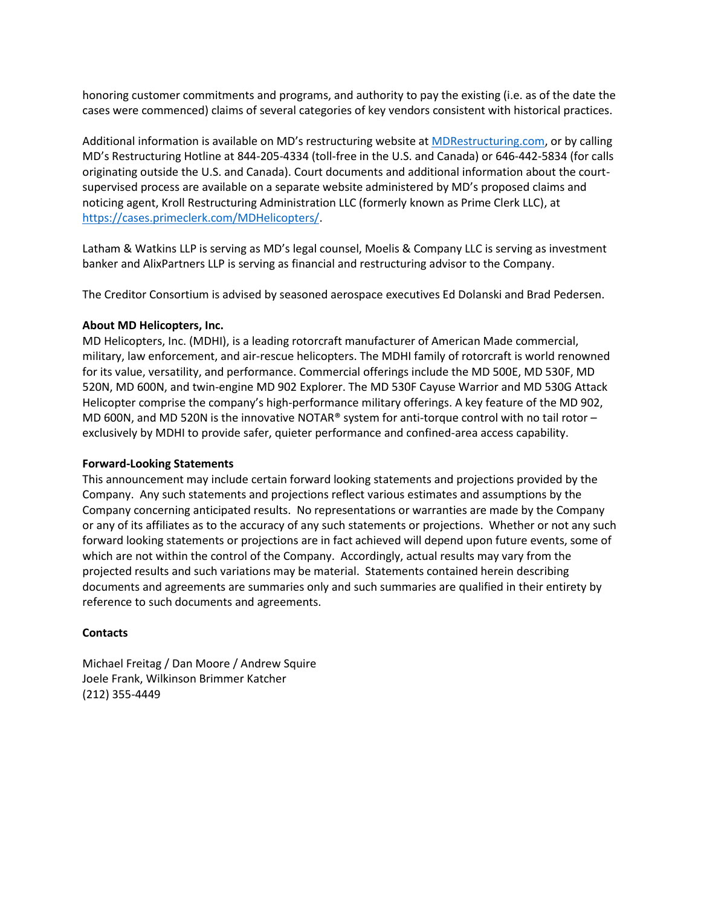honoring customer commitments and programs, and authority to pay the existing (i.e. as of the date the cases were commenced) claims of several categories of key vendors consistent with historical practices.

Additional information is available on MD's restructuring website at [MDRestructuring.com](MDRestructuring.com), or by calling MD's Restructuring Hotline at 844-205-4334 (toll-free in the U.S. and Canada) or 646-442-5834 (for calls originating outside the U.S. and Canada). Court documents and additional information about the court-supervised process are available on a separate website administered by MD's proposed claims and noticing agent, Kroll Restructuring Administration LLC (formerly known as Prime Clerk LLC), at [https://cases.primeclerk.com/MDHelicopters/](https://cases.primeclerk.com/MDHelicopters/).

Latham & Watkins LLP is serving as MD's legal counsel, Moelis & Company LLC is serving as investment banker and AlixPartners LLP is serving as financial and restructuring advisor to the Company.

The Creditor Consortium is advised by seasoned aerospace executives Ed Dolanski and Brad Pedersen.

**About MD Helicopters, Inc.**

MD Helicopters, Inc. (MDHI), is a leading rotorcraft manufacturer of American Made commercial, military, law enforcement, and air-rescue helicopters. The MDHI family of rotorcraft is world renowned for its value, versatility, and performance. Commercial offerings include the MD 500E, MD 530F, MD 520N, MD 600N, and twin-engine MD 902 Explorer. The MD 530F Cayuse Warrior and MD 530G Attack Helicopter comprise the company's high-performance military offerings. A key feature of the MD 902, MD 600N, and MD 520N is the innovative NOTAR® system for anti-torque control with no tail rotor – exclusively by MDHI to provide safer, quieter performance and confined-area access capability.

**Forward-Looking Statements**

This announcement may include certain forward looking statements and projections provided by the Company. Any such statements and projections reflect various estimates and assumptions by the Company concerning anticipated results. No representations or warranties are made by the Company or any of its affiliates as to the accuracy of any such statements or projections. Whether or not any such forward looking statements or projections are in fact achieved will depend upon future events, some of which are not within the control of the Company. Accordingly, actual results may vary from the projected results and such variations may be material. Statements contained herein describing documents and agreements are summaries only and such summaries are qualified in their entirety by reference to such documents and agreements.

**Contacts**

Michael Freitag / Dan Moore / Andrew Squire
Joele Frank, Wilkinson Brimmer Katcher
(212) 355-4449